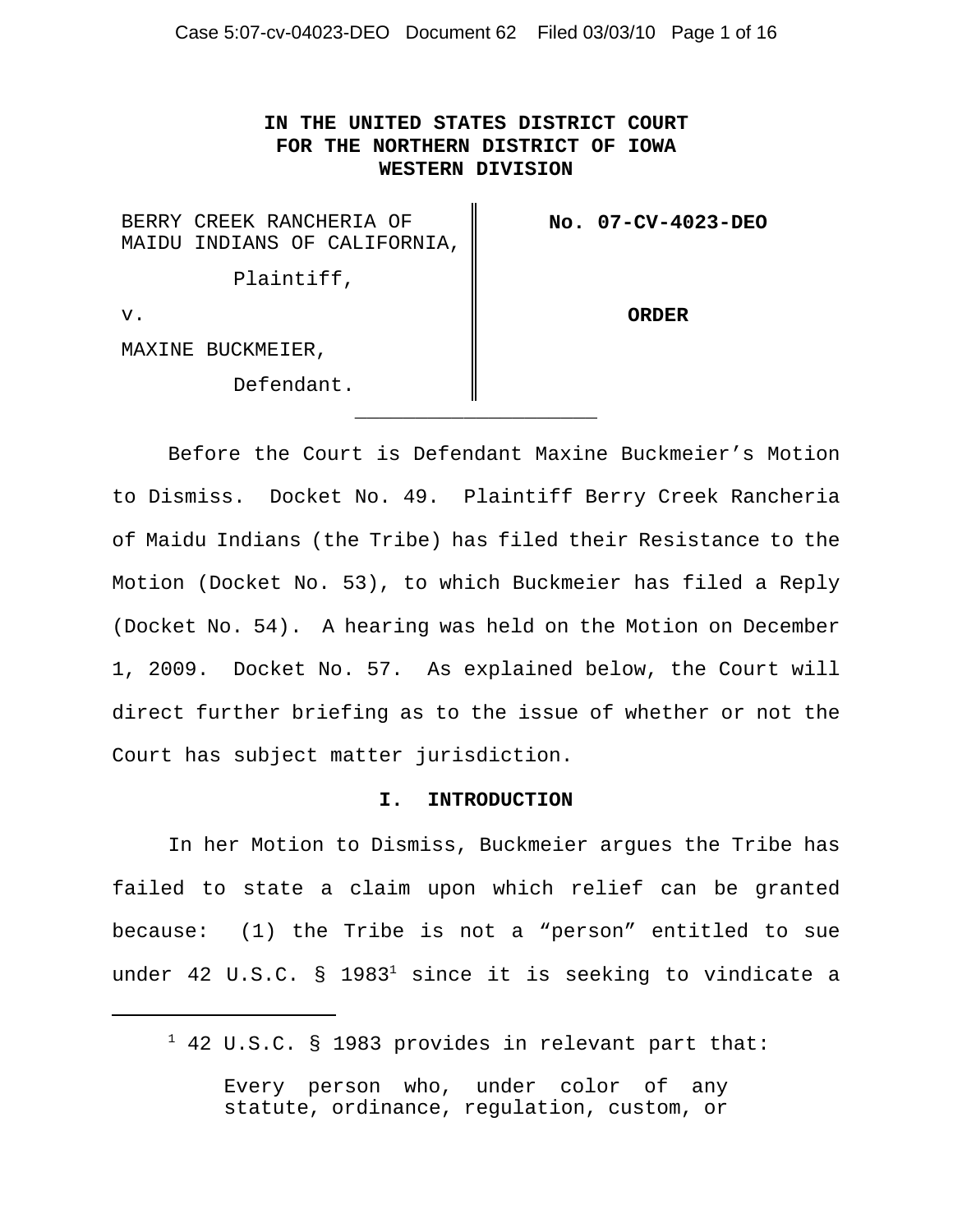**IN THE UNITED STATES DISTRICT COURT**
**FOR THE NORTHERN DISTRICT OF IOWA**
**WESTERN DIVISION**

| | |
|---|---|
| BERRY CREEK RANCHERIA OF MAIDU INDIANS OF CALIFORNIA,<br><br>Plaintiff,<br><br>v.<br><br>MAXINE BUCKMEIER,<br><br>Defendant. | **No. 07-CV-4023-DEO**<br><br><br><br>**ORDER** |

Before the Court is Defendant Maxine Buckmeier's Motion to Dismiss. Docket No. 49. Plaintiff Berry Creek Rancheria of Maidu Indians (the Tribe) has filed their Resistance to the Motion (Docket No. 53), to which Buckmeier has filed a Reply (Docket No. 54). A hearing was held on the Motion on December 1, 2009. Docket No. 57. As explained below, the Court will direct further briefing as to the issue of whether or not the Court has subject matter jurisdiction.

## I. INTRODUCTION

In her Motion to Dismiss, Buckmeier argues the Tribe has failed to state a claim upon which relief can be granted because: (1) the Tribe is not a "person" entitled to sue under 42 U.S.C. § 1983[1] since it is seeking to vindicate a

---

[1] 42 U.S.C. § 1983 provides in relevant part that:

> Every person who, under color of any statute, ordinance, regulation, custom, or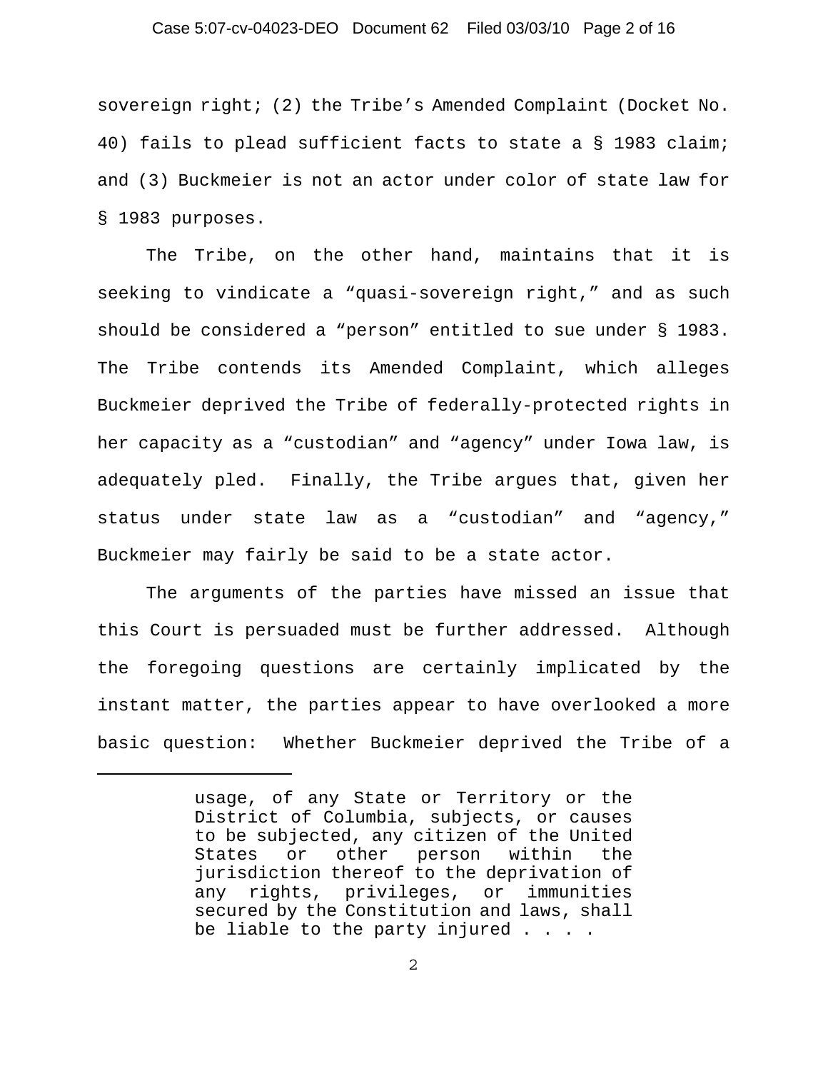sovereign right; (2) the Tribe's Amended Complaint (Docket No. 40) fails to plead sufficient facts to state a § 1983 claim; and (3) Buckmeier is not an actor under color of state law for § 1983 purposes.

The Tribe, on the other hand, maintains that it is seeking to vindicate a "quasi-sovereign right," and as such should be considered a "person" entitled to sue under § 1983. The Tribe contends its Amended Complaint, which alleges Buckmeier deprived the Tribe of federally-protected rights in her capacity as a "custodian" and "agency" under Iowa law, is adequately pled. Finally, the Tribe argues that, given her status under state law as a "custodian" and "agency," Buckmeier may fairly be said to be a state actor.

The arguments of the parties have missed an issue that this Court is persuaded must be further addressed. Although the foregoing questions are certainly implicated by the instant matter, the parties appear to have overlooked a more basic question: Whether Buckmeier deprived the Tribe of a

---

> usage, of any State or Territory or the District of Columbia, subjects, or causes to be subjected, any citizen of the United States or other person within the jurisdiction thereof to the deprivation of any rights, privileges, or immunities secured by the Constitution and laws, shall be liable to the party injured . . . .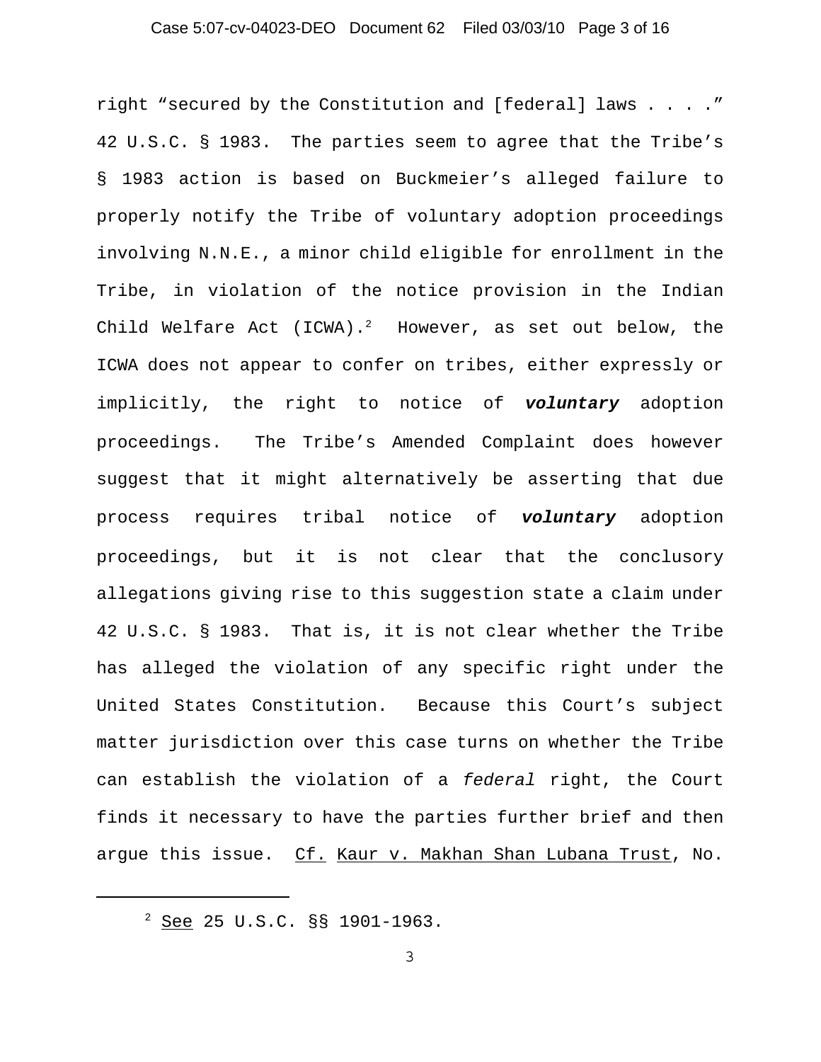right "secured by the Constitution and [federal] laws . . . ." 42 U.S.C. § 1983. The parties seem to agree that the Tribe's § 1983 action is based on Buckmeier's alleged failure to properly notify the Tribe of voluntary adoption proceedings involving N.N.E., a minor child eligible for enrollment in the Tribe, in violation of the notice provision in the Indian Child Welfare Act (ICWA).[2] However, as set out below, the ICWA does not appear to confer on tribes, either expressly or implicitly, the right to notice of ***voluntary*** adoption proceedings. The Tribe's Amended Complaint does however suggest that it might alternatively be asserting that due process requires tribal notice of ***voluntary*** adoption proceedings, but it is not clear that the conclusory allegations giving rise to this suggestion state a claim under 42 U.S.C. § 1983. That is, it is not clear whether the Tribe has alleged the violation of any specific right under the United States Constitution. Because this Court's subject matter jurisdiction over this case turns on whether the Tribe can establish the violation of a *federal* right, the Court finds it necessary to have the parties further brief and then argue this issue. Cf. Kaur v. Makhan Shan Lubana Trust, No.

---

[2] See 25 U.S.C. §§ 1901-1963.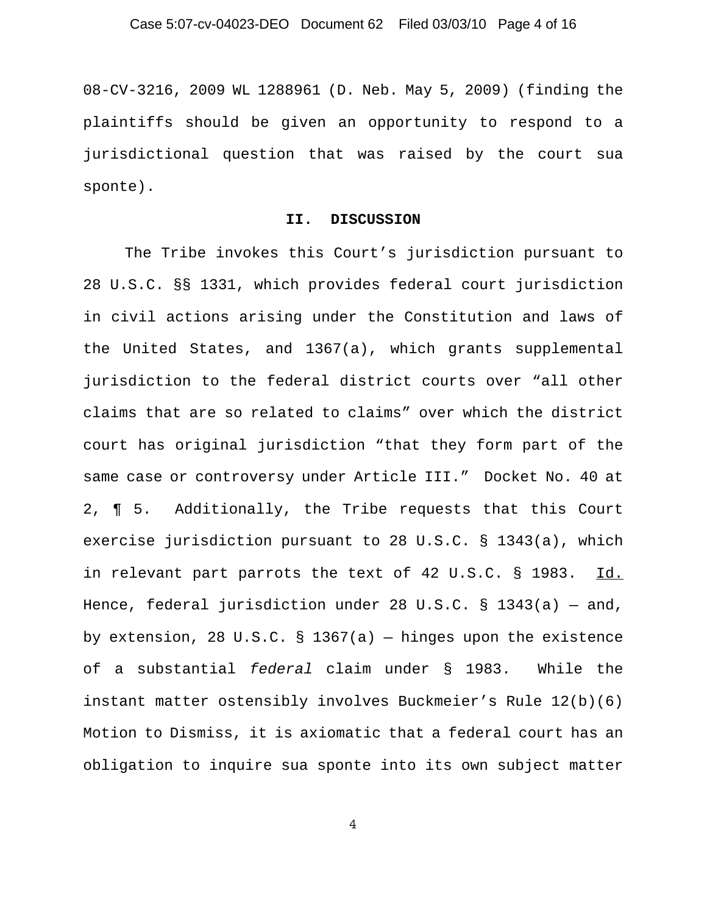08-CV-3216, 2009 WL 1288961 (D. Neb. May 5, 2009) (finding the plaintiffs should be given an opportunity to respond to a jurisdictional question that was raised by the court sua sponte).

## II. DISCUSSION

The Tribe invokes this Court's jurisdiction pursuant to 28 U.S.C. §§ 1331, which provides federal court jurisdiction in civil actions arising under the Constitution and laws of the United States, and 1367(a), which grants supplemental jurisdiction to the federal district courts over "all other claims that are so related to claims" over which the district court has original jurisdiction "that they form part of the same case or controversy under Article III." Docket No. 40 at 2, ¶ 5. Additionally, the Tribe requests that this Court exercise jurisdiction pursuant to 28 U.S.C. § 1343(a), which in relevant part parrots the text of 42 U.S.C. § 1983. Id. Hence, federal jurisdiction under 28 U.S.C. § 1343(a) — and, by extension, 28 U.S.C. § 1367(a) — hinges upon the existence of a substantial *federal* claim under § 1983. While the instant matter ostensibly involves Buckmeier's Rule 12(b)(6) Motion to Dismiss, it is axiomatic that a federal court has an obligation to inquire sua sponte into its own subject matter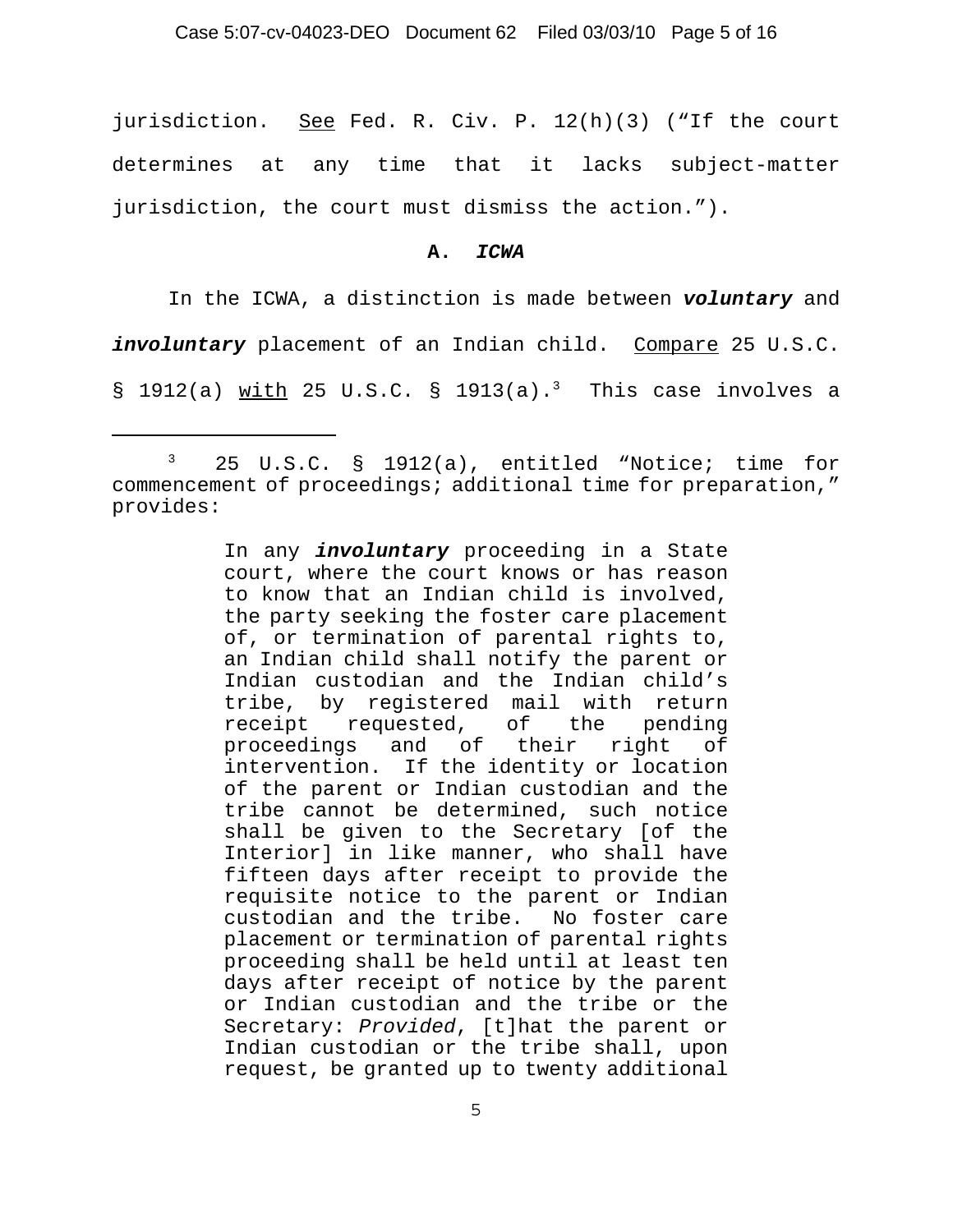jurisdiction. See Fed. R. Civ. P. 12(h)(3) ("If the court determines at any time that it lacks subject-matter jurisdiction, the court must dismiss the action.").

### A. *ICWA*

In the ICWA, a distinction is made between ***voluntary*** and ***involuntary*** placement of an Indian child. Compare 25 U.S.C. § 1912(a) with 25 U.S.C. § 1913(a).[3] This case involves a

---

[3] 25 U.S.C. § 1912(a), entitled "Notice; time for commencement of proceedings; additional time for preparation," provides:

> In any ***involuntary*** proceeding in a State court, where the court knows or has reason to know that an Indian child is involved, the party seeking the foster care placement of, or termination of parental rights to, an Indian child shall notify the parent or Indian custodian and the Indian child's tribe, by registered mail with return receipt requested, of the pending proceedings and of their right of intervention. If the identity or location of the parent or Indian custodian and the tribe cannot be determined, such notice shall be given to the Secretary [of the Interior] in like manner, who shall have fifteen days after receipt to provide the requisite notice to the parent or Indian custodian and the tribe. No foster care placement or termination of parental rights proceeding shall be held until at least ten days after receipt of notice by the parent or Indian custodian and the tribe or the Secretary: *Provided*, [t]hat the parent or Indian custodian or the tribe shall, upon request, be granted up to twenty additional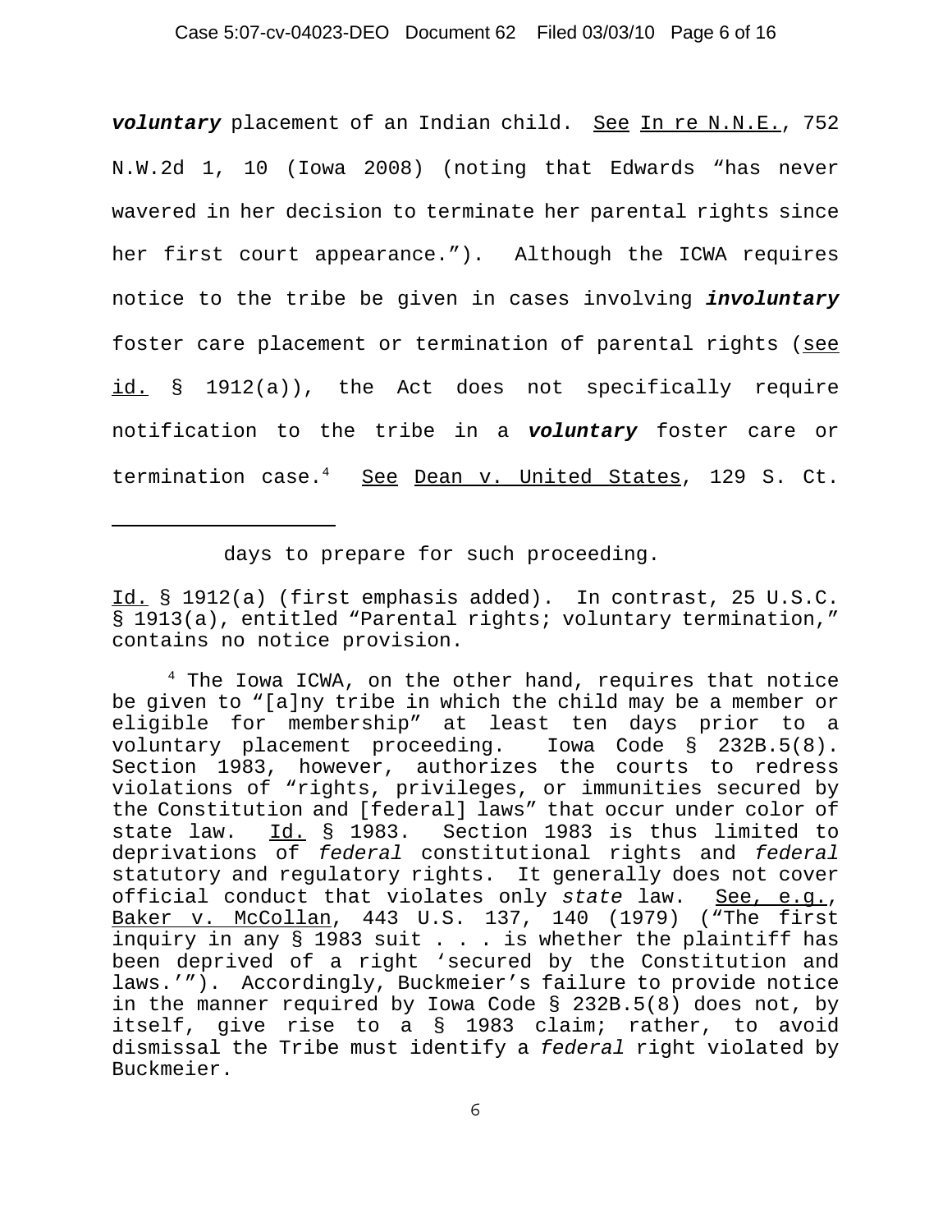***voluntary*** placement of an Indian child. See In re N.N.E., 752 N.W.2d 1, 10 (Iowa 2008) (noting that Edwards "has never wavered in her decision to terminate her parental rights since her first court appearance."). Although the ICWA requires notice to the tribe be given in cases involving ***involuntary*** foster care placement or termination of parental rights (see id. § 1912(a)), the Act does not specifically require notification to the tribe in a ***voluntary*** foster care or termination case.[4] See Dean v. United States, 129 S. Ct.

---

days to prepare for such proceeding.

Id. § 1912(a) (first emphasis added). In contrast, 25 U.S.C. § 1913(a), entitled "Parental rights; voluntary termination," contains no notice provision.

[4] The Iowa ICWA, on the other hand, requires that notice be given to "[a]ny tribe in which the child may be a member or eligible for membership" at least ten days prior to a voluntary placement proceeding. Iowa Code § 232B.5(8). Section 1983, however, authorizes the courts to redress violations of "rights, privileges, or immunities secured by the Constitution and [federal] laws" that occur under color of state law. Id. § 1983. Section 1983 is thus limited to deprivations of *federal* constitutional rights and *federal* statutory and regulatory rights. It generally does not cover official conduct that violates only *state* law. See, e.g., Baker v. McCollan, 443 U.S. 137, 140 (1979) ("The first inquiry in any § 1983 suit . . . is whether the plaintiff has been deprived of a right 'secured by the Constitution and laws.'"). Accordingly, Buckmeier's failure to provide notice in the manner required by Iowa Code § 232B.5(8) does not, by itself, give rise to a § 1983 claim; rather, to avoid dismissal the Tribe must identify a *federal* right violated by Buckmeier.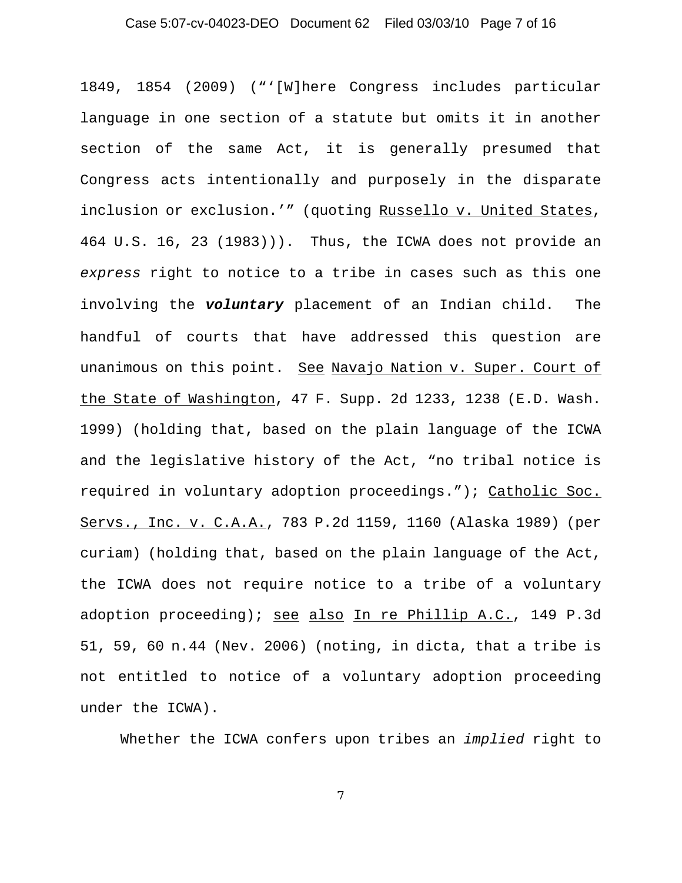1849, 1854 (2009) ("'[W]here Congress includes particular language in one section of a statute but omits it in another section of the same Act, it is generally presumed that Congress acts intentionally and purposely in the disparate inclusion or exclusion.'" (quoting Russello v. United States, 464 U.S. 16, 23 (1983))). Thus, the ICWA does not provide an *express* right to notice to a tribe in cases such as this one involving the ***voluntary*** placement of an Indian child. The handful of courts that have addressed this question are unanimous on this point. See Navajo Nation v. Super. Court of the State of Washington, 47 F. Supp. 2d 1233, 1238 (E.D. Wash. 1999) (holding that, based on the plain language of the ICWA and the legislative history of the Act, "no tribal notice is required in voluntary adoption proceedings."); Catholic Soc. Servs., Inc. v. C.A.A., 783 P.2d 1159, 1160 (Alaska 1989) (per curiam) (holding that, based on the plain language of the Act, the ICWA does not require notice to a tribe of a voluntary adoption proceeding); see also In re Phillip A.C., 149 P.3d 51, 59, 60 n.44 (Nev. 2006) (noting, in dicta, that a tribe is not entitled to notice of a voluntary adoption proceeding under the ICWA).

Whether the ICWA confers upon tribes an *implied* right to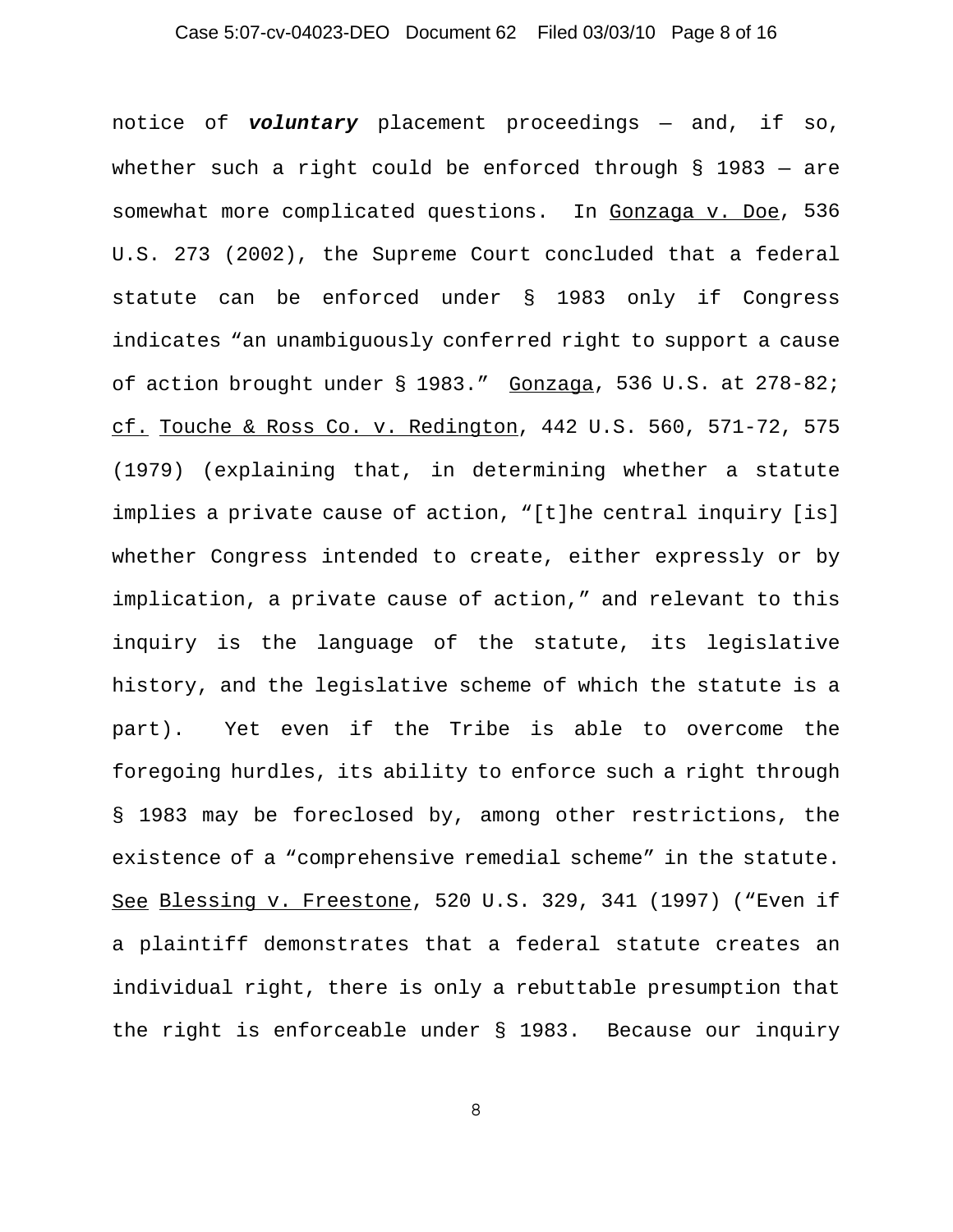notice of ***voluntary*** placement proceedings — and, if so, whether such a right could be enforced through § 1983 — are somewhat more complicated questions. In Gonzaga v. Doe, 536 U.S. 273 (2002), the Supreme Court concluded that a federal statute can be enforced under § 1983 only if Congress indicates "an unambiguously conferred right to support a cause of action brought under § 1983." Gonzaga, 536 U.S. at 278-82; cf. Touche & Ross Co. v. Redington, 442 U.S. 560, 571-72, 575 (1979) (explaining that, in determining whether a statute implies a private cause of action, "[t]he central inquiry [is] whether Congress intended to create, either expressly or by implication, a private cause of action," and relevant to this inquiry is the language of the statute, its legislative history, and the legislative scheme of which the statute is a part). Yet even if the Tribe is able to overcome the foregoing hurdles, its ability to enforce such a right through § 1983 may be foreclosed by, among other restrictions, the existence of a "comprehensive remedial scheme" in the statute. See Blessing v. Freestone, 520 U.S. 329, 341 (1997) ("Even if a plaintiff demonstrates that a federal statute creates an individual right, there is only a rebuttable presumption that the right is enforceable under § 1983. Because our inquiry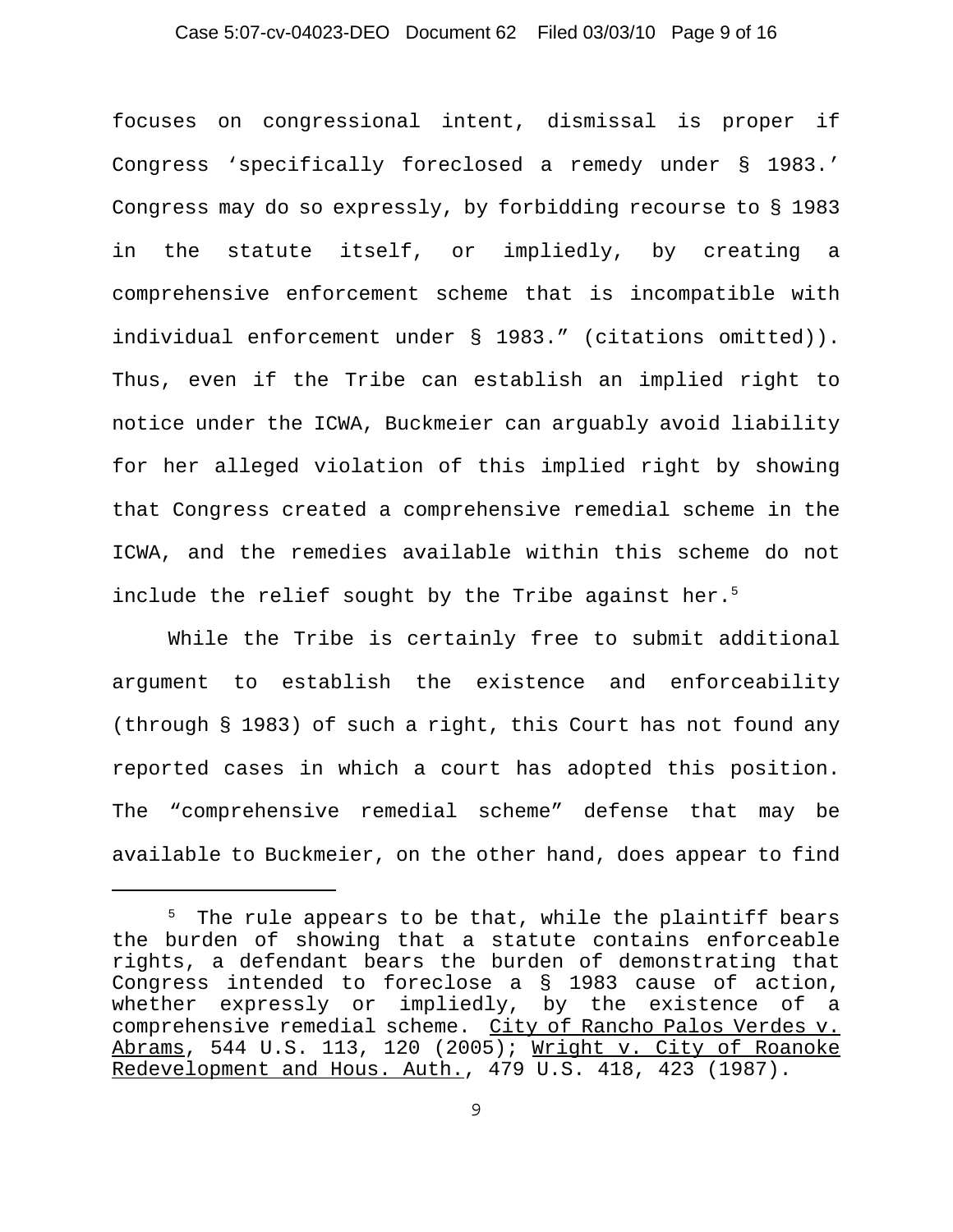focuses on congressional intent, dismissal is proper if Congress 'specifically foreclosed a remedy under § 1983.' Congress may do so expressly, by forbidding recourse to § 1983 in the statute itself, or impliedly, by creating a comprehensive enforcement scheme that is incompatible with individual enforcement under § 1983." (citations omitted)). Thus, even if the Tribe can establish an implied right to notice under the ICWA, Buckmeier can arguably avoid liability for her alleged violation of this implied right by showing that Congress created a comprehensive remedial scheme in the ICWA, and the remedies available within this scheme do not include the relief sought by the Tribe against her.[5]

While the Tribe is certainly free to submit additional argument to establish the existence and enforceability (through § 1983) of such a right, this Court has not found any reported cases in which a court has adopted this position. The "comprehensive remedial scheme" defense that may be available to Buckmeier, on the other hand, does appear to find

---

[5] The rule appears to be that, while the plaintiff bears the burden of showing that a statute contains enforceable rights, a defendant bears the burden of demonstrating that Congress intended to foreclose a § 1983 cause of action, whether expressly or impliedly, by the existence of a comprehensive remedial scheme. City of Rancho Palos Verdes v. Abrams, 544 U.S. 113, 120 (2005); Wright v. City of Roanoke Redevelopment and Hous. Auth., 479 U.S. 418, 423 (1987).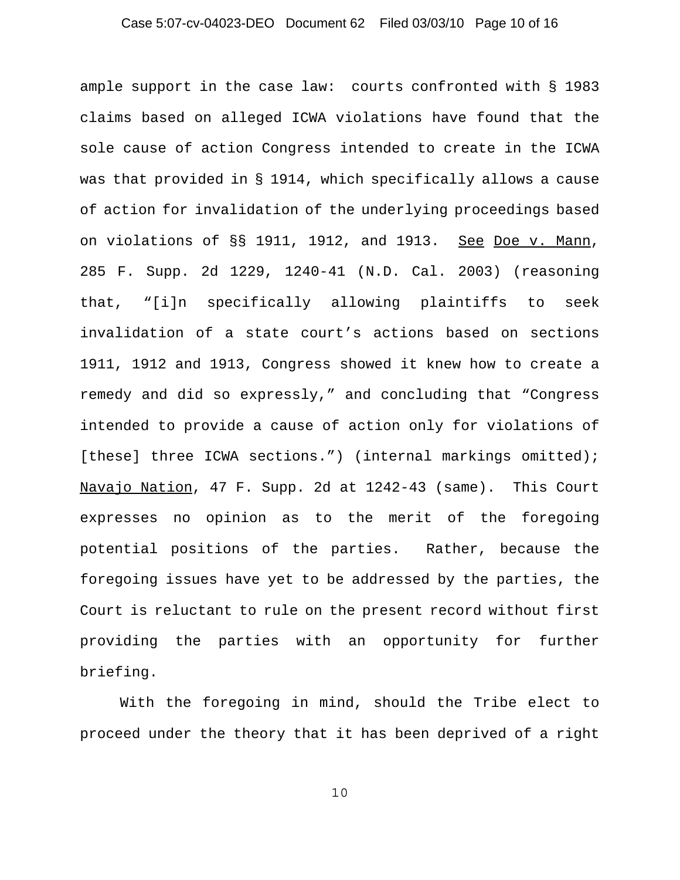ample support in the case law: courts confronted with § 1983 claims based on alleged ICWA violations have found that the sole cause of action Congress intended to create in the ICWA was that provided in § 1914, which specifically allows a cause of action for invalidation of the underlying proceedings based on violations of §§ 1911, 1912, and 1913. See Doe v. Mann, 285 F. Supp. 2d 1229, 1240-41 (N.D. Cal. 2003) (reasoning that, "[i]n specifically allowing plaintiffs to seek invalidation of a state court's actions based on sections 1911, 1912 and 1913, Congress showed it knew how to create a remedy and did so expressly," and concluding that "Congress intended to provide a cause of action only for violations of [these] three ICWA sections.") (internal markings omitted); Navajo Nation, 47 F. Supp. 2d at 1242-43 (same). This Court expresses no opinion as to the merit of the foregoing potential positions of the parties. Rather, because the foregoing issues have yet to be addressed by the parties, the Court is reluctant to rule on the present record without first providing the parties with an opportunity for further briefing.

With the foregoing in mind, should the Tribe elect to proceed under the theory that it has been deprived of a right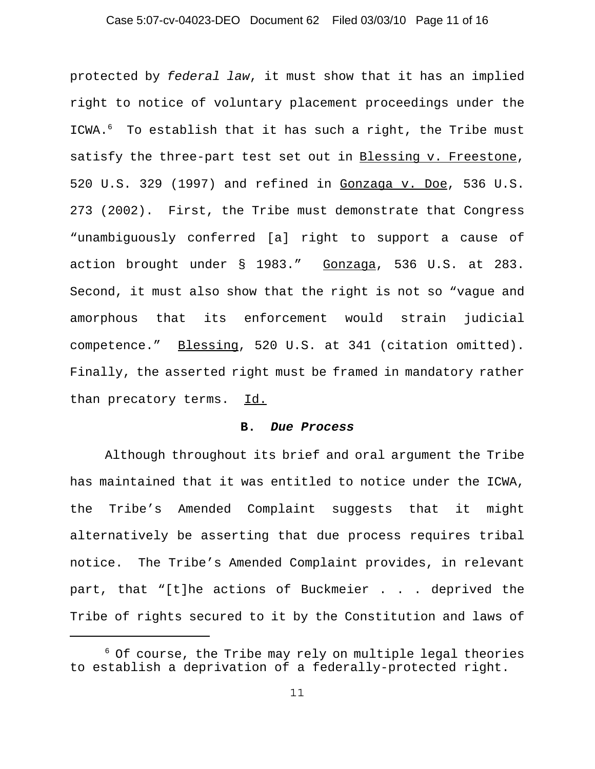protected by *federal law*, it must show that it has an implied right to notice of voluntary placement proceedings under the ICWA.[6] To establish that it has such a right, the Tribe must satisfy the three-part test set out in Blessing v. Freestone, 520 U.S. 329 (1997) and refined in Gonzaga v. Doe, 536 U.S. 273 (2002). First, the Tribe must demonstrate that Congress "unambiguously conferred [a] right to support a cause of action brought under § 1983." Gonzaga, 536 U.S. at 283. Second, it must also show that the right is not so "vague and amorphous that its enforcement would strain judicial competence." Blessing, 520 U.S. at 341 (citation omitted). Finally, the asserted right must be framed in mandatory rather than precatory terms. Id.

### B. *Due Process*

Although throughout its brief and oral argument the Tribe has maintained that it was entitled to notice under the ICWA, the Tribe's Amended Complaint suggests that it might alternatively be asserting that due process requires tribal notice. The Tribe's Amended Complaint provides, in relevant part, that "[t]he actions of Buckmeier . . . deprived the Tribe of rights secured to it by the Constitution and laws of

---

[6] Of course, the Tribe may rely on multiple legal theories to establish a deprivation of a federally-protected right.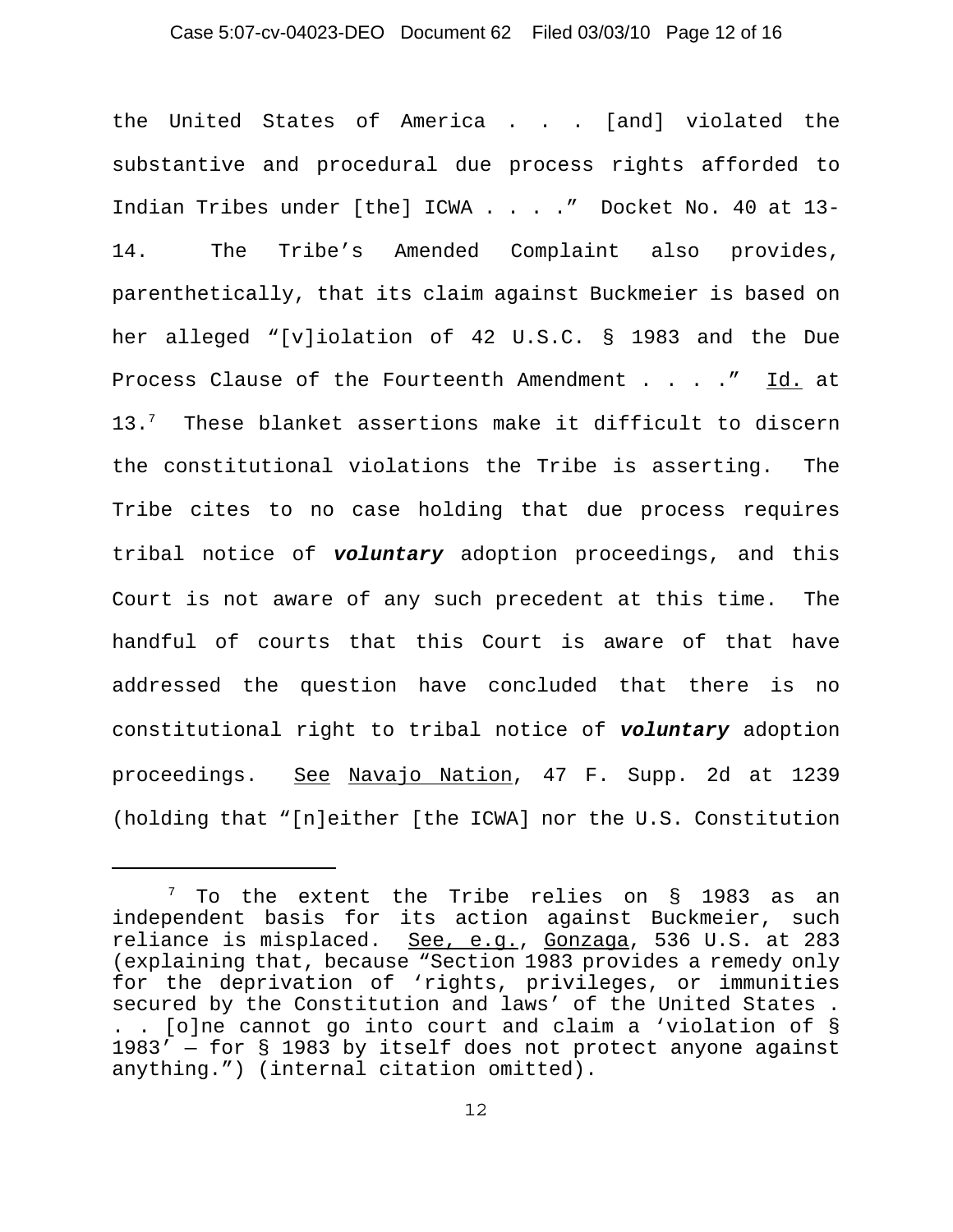the United States of America . . . [and] violated the substantive and procedural due process rights afforded to Indian Tribes under [the] ICWA . . . ." Docket No. 40 at 13-14. The Tribe's Amended Complaint also provides, parenthetically, that its claim against Buckmeier is based on her alleged "[v]iolation of 42 U.S.C. § 1983 and the Due Process Clause of the Fourteenth Amendment . . . ." Id. at 13.[7] These blanket assertions make it difficult to discern the constitutional violations the Tribe is asserting. The Tribe cites to no case holding that due process requires tribal notice of ***voluntary*** adoption proceedings, and this Court is not aware of any such precedent at this time. The handful of courts that this Court is aware of that have addressed the question have concluded that there is no constitutional right to tribal notice of ***voluntary*** adoption proceedings. See Navajo Nation, 47 F. Supp. 2d at 1239 (holding that "[n]either [the ICWA] nor the U.S. Constitution

---

[7] To the extent the Tribe relies on § 1983 as an independent basis for its action against Buckmeier, such reliance is misplaced. See, e.g., Gonzaga, 536 U.S. at 283 (explaining that, because "Section 1983 provides a remedy only for the deprivation of 'rights, privileges, or immunities secured by the Constitution and laws' of the United States . . . [o]ne cannot go into court and claim a 'violation of § 1983' — for § 1983 by itself does not protect anyone against anything.") (internal citation omitted).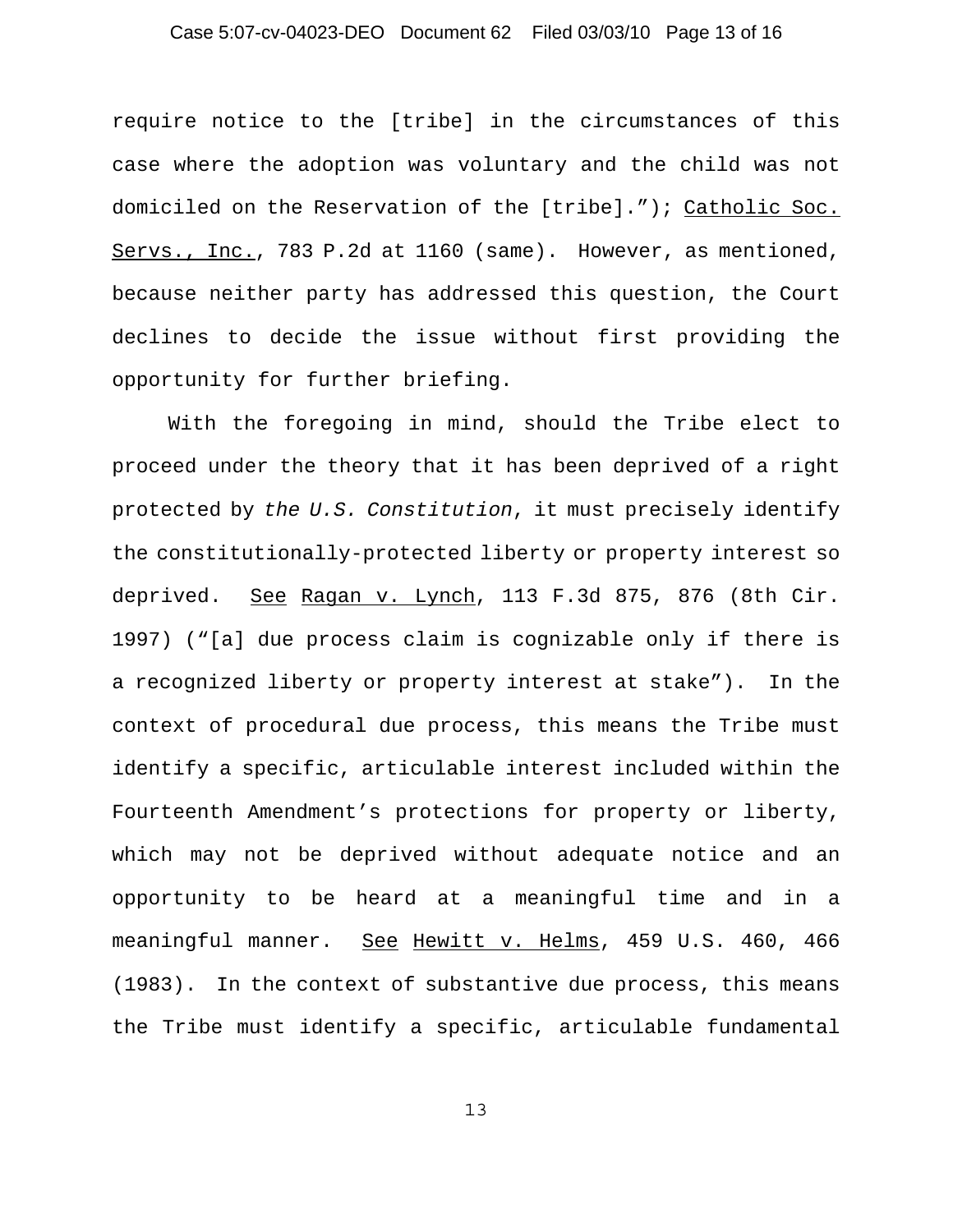require notice to the [tribe] in the circumstances of this case where the adoption was voluntary and the child was not domiciled on the Reservation of the [tribe]."); Catholic Soc. Servs., Inc., 783 P.2d at 1160 (same). However, as mentioned, because neither party has addressed this question, the Court declines to decide the issue without first providing the opportunity for further briefing.

With the foregoing in mind, should the Tribe elect to proceed under the theory that it has been deprived of a right protected by *the U.S. Constitution*, it must precisely identify the constitutionally-protected liberty or property interest so deprived. See Ragan v. Lynch, 113 F.3d 875, 876 (8th Cir. 1997) ("[a] due process claim is cognizable only if there is a recognized liberty or property interest at stake"). In the context of procedural due process, this means the Tribe must identify a specific, articulable interest included within the Fourteenth Amendment's protections for property or liberty, which may not be deprived without adequate notice and an opportunity to be heard at a meaningful time and in a meaningful manner. See Hewitt v. Helms, 459 U.S. 460, 466 (1983). In the context of substantive due process, this means the Tribe must identify a specific, articulable fundamental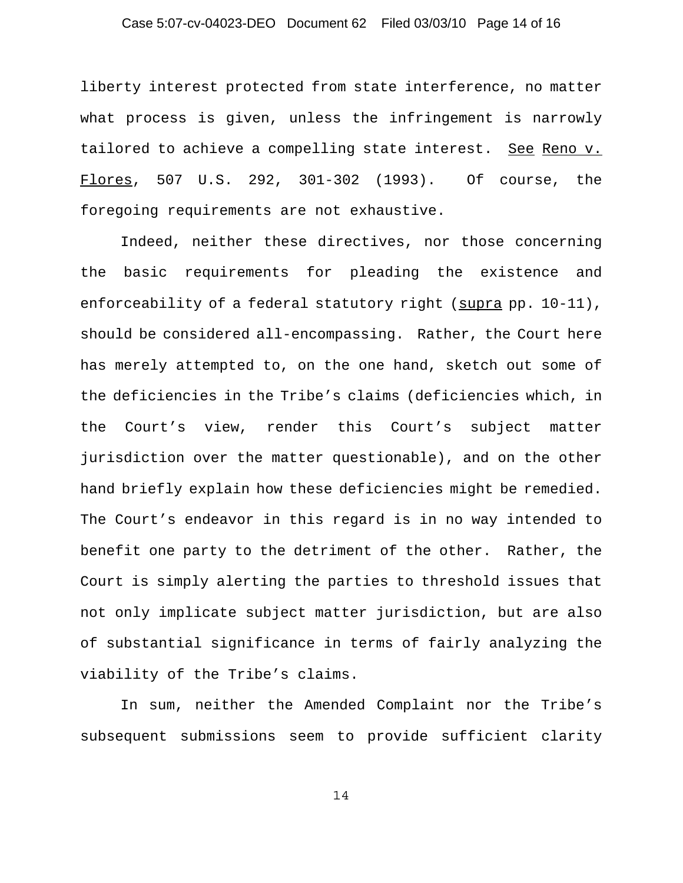liberty interest protected from state interference, no matter what process is given, unless the infringement is narrowly tailored to achieve a compelling state interest. See Reno v. Flores, 507 U.S. 292, 301-302 (1993). Of course, the foregoing requirements are not exhaustive.

Indeed, neither these directives, nor those concerning the basic requirements for pleading the existence and enforceability of a federal statutory right (supra pp. 10-11), should be considered all-encompassing. Rather, the Court here has merely attempted to, on the one hand, sketch out some of the deficiencies in the Tribe's claims (deficiencies which, in the Court's view, render this Court's subject matter jurisdiction over the matter questionable), and on the other hand briefly explain how these deficiencies might be remedied. The Court's endeavor in this regard is in no way intended to benefit one party to the detriment of the other. Rather, the Court is simply alerting the parties to threshold issues that not only implicate subject matter jurisdiction, but are also of substantial significance in terms of fairly analyzing the viability of the Tribe's claims.

In sum, neither the Amended Complaint nor the Tribe's subsequent submissions seem to provide sufficient clarity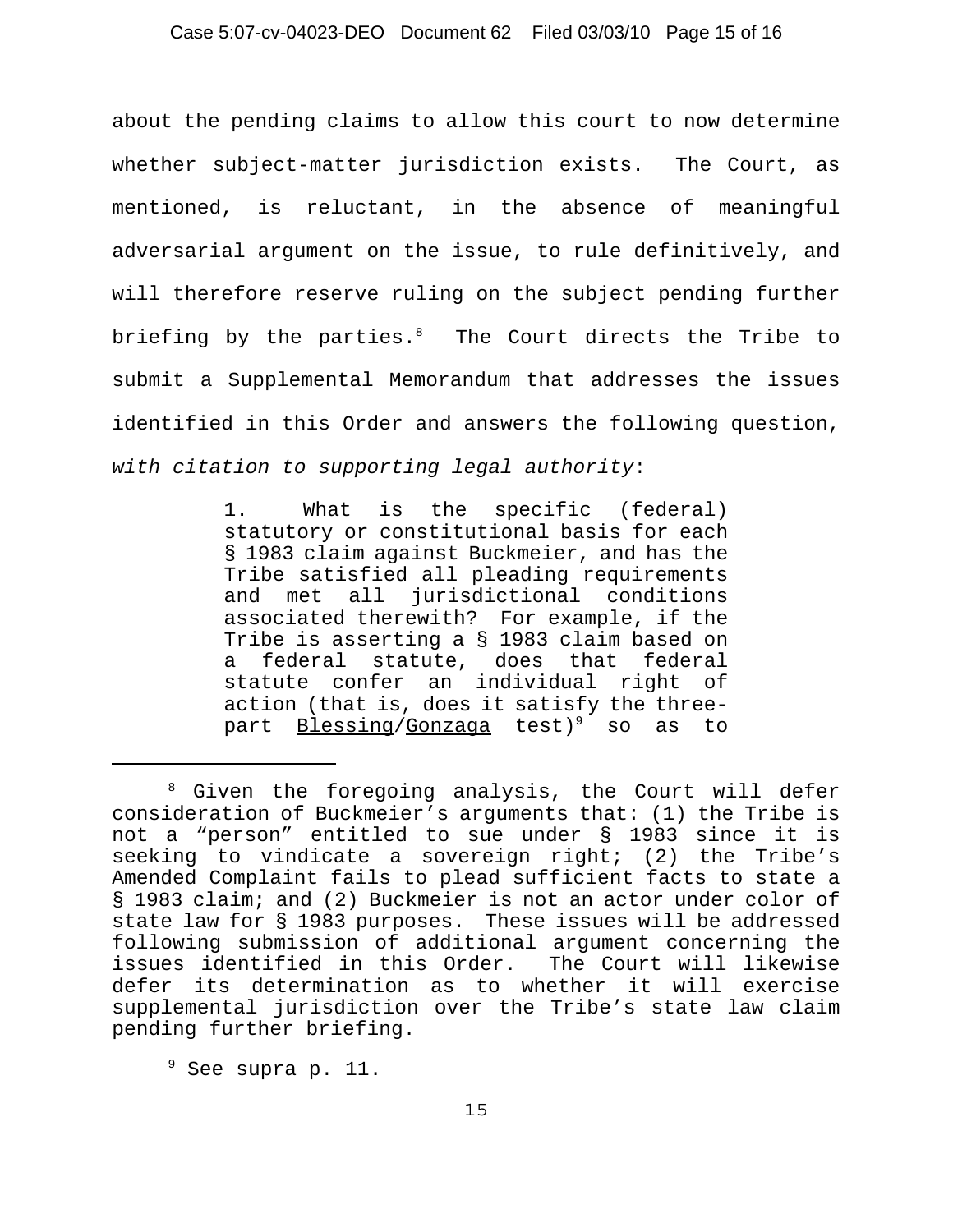about the pending claims to allow this court to now determine whether subject-matter jurisdiction exists. The Court, as mentioned, is reluctant, in the absence of meaningful adversarial argument on the issue, to rule definitively, and will therefore reserve ruling on the subject pending further briefing by the parties.[8] The Court directs the Tribe to submit a Supplemental Memorandum that addresses the issues identified in this Order and answers the following question, *with citation to supporting legal authority*:

> 1. What is the specific (federal) statutory or constitutional basis for each § 1983 claim against Buckmeier, and has the Tribe satisfied all pleading requirements and met all jurisdictional conditions associated therewith? For example, if the Tribe is asserting a § 1983 claim based on a federal statute, does that federal statute confer an individual right of action (that is, does it satisfy the three-part Blessing/Gonzaga test)[9] so as to

---

[8] Given the foregoing analysis, the Court will defer consideration of Buckmeier's arguments that: (1) the Tribe is not a "person" entitled to sue under § 1983 since it is seeking to vindicate a sovereign right; (2) the Tribe's Amended Complaint fails to plead sufficient facts to state a § 1983 claim; and (2) Buckmeier is not an actor under color of state law for § 1983 purposes. These issues will be addressed following submission of additional argument concerning the issues identified in this Order. The Court will likewise defer its determination as to whether it will exercise supplemental jurisdiction over the Tribe's state law claim pending further briefing.

[9] See supra p. 11.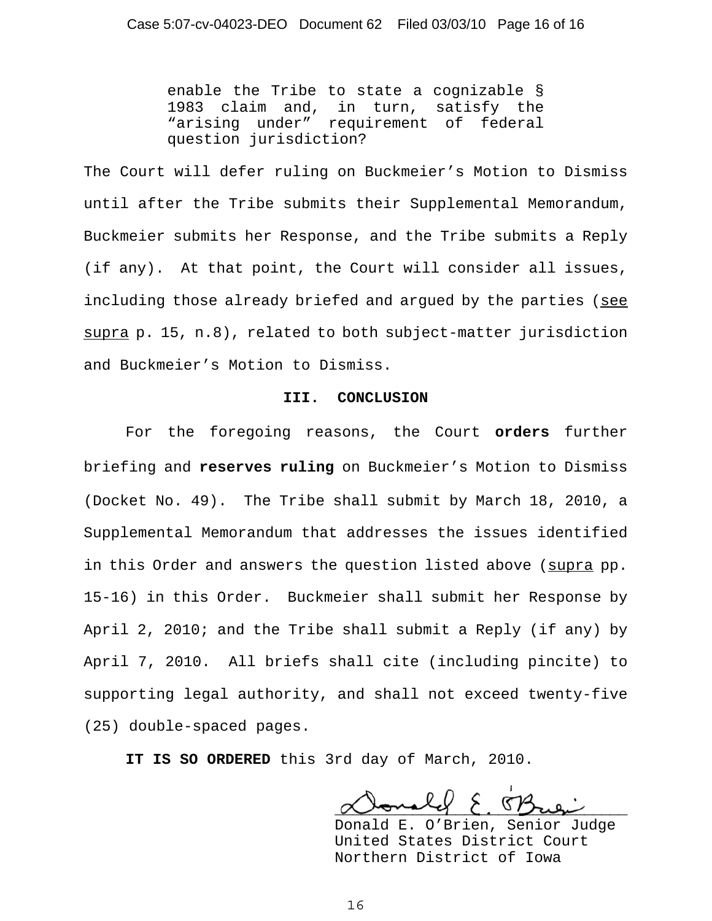enable the Tribe to state a cognizable § 1983 claim and, in turn, satisfy the "arising under" requirement of federal question jurisdiction?

The Court will defer ruling on Buckmeier's Motion to Dismiss until after the Tribe submits their Supplemental Memorandum, Buckmeier submits her Response, and the Tribe submits a Reply (if any). At that point, the Court will consider all issues, including those already briefed and argued by the parties (see supra p. 15, n.8), related to both subject-matter jurisdiction and Buckmeier's Motion to Dismiss.

## III. CONCLUSION

For the foregoing reasons, the Court **orders** further briefing and **reserves ruling** on Buckmeier's Motion to Dismiss (Docket No. 49). The Tribe shall submit by March 18, 2010, a Supplemental Memorandum that addresses the issues identified in this Order and answers the question listed above (supra pp. 15-16) in this Order. Buckmeier shall submit her Response by April 2, 2010; and the Tribe shall submit a Reply (if any) by April 7, 2010. All briefs shall cite (including pincite) to supporting legal authority, and shall not exceed twenty-five (25) double-spaced pages.

**IT IS SO ORDERED** this 3rd day of March, 2010.

Donald E. O'Brien, Senior Judge
United States District Court
Northern District of Iowa